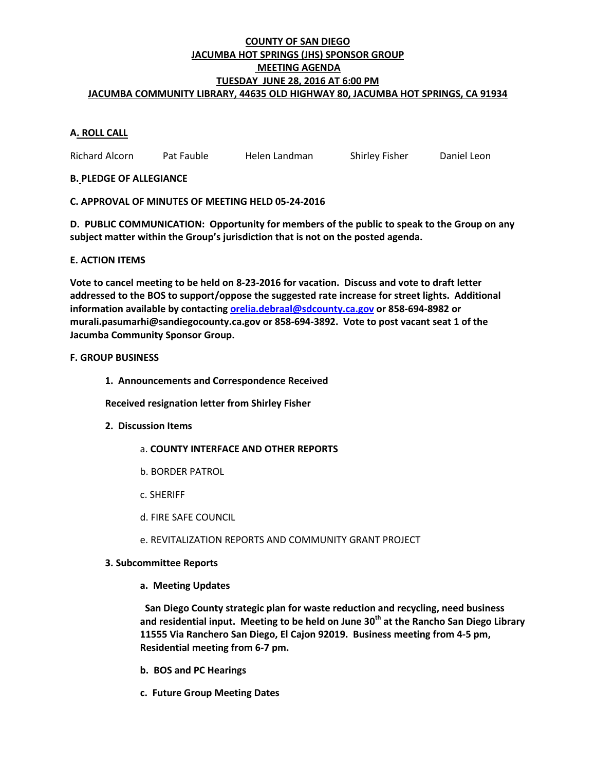**COUNTY OF SAN DIEGO**
**JACUMBA HOT SPRINGS (JHS) SPONSOR GROUP**
**MEETING AGENDA**
**TUESDAY JUNE 28, 2016 AT 6:00 PM**
**JACUMBA COMMUNITY LIBRARY, 44635 OLD HIGHWAY 80, JACUMBA HOT SPRINGS, CA 91934**

**A. ROLL CALL**

Richard Alcorn  Pat Fauble  Helen Landman  Shirley Fisher  Daniel Leon

**B. PLEDGE OF ALLEGIANCE**

**C. APPROVAL OF MINUTES OF MEETING HELD 05-24-2016**

**D. PUBLIC COMMUNICATION: Opportunity for members of the public to speak to the Group on any subject matter within the Group's jurisdiction that is not on the posted agenda.**

**E. ACTION ITEMS**

**Vote to cancel meeting to be held on 8-23-2016 for vacation. Discuss and vote to draft letter addressed to the BOS to support/oppose the suggested rate increase for street lights. Additional information available by contacting orelia.debraal@sdcounty.ca.gov or 858-694-8982 or murali.pasumarhi@sandiegocounty.ca.gov or 858-694-3892. Vote to post vacant seat 1 of the Jacumba Community Sponsor Group.**

**F. GROUP BUSINESS**

1. **Announcements and Correspondence Received**

   **Received resignation letter from Shirley Fisher**

2. **Discussion Items**

   a. **COUNTY INTERFACE AND OTHER REPORTS**

   b. BORDER PATROL

   c. SHERIFF

   d. FIRE SAFE COUNCIL

   e. REVITALIZATION REPORTS AND COMMUNITY GRANT PROJECT

3. **Subcommittee Reports**

   **a. Meeting Updates**

   **San Diego County strategic plan for waste reduction and recycling, need business and residential input. Meeting to be held on June 30th at the Rancho San Diego Library 11555 Via Ranchero San Diego, El Cajon 92019. Business meeting from 4-5 pm, Residential meeting from 6-7 pm.**

   **b. BOS and PC Hearings**

   **c. Future Group Meeting Dates**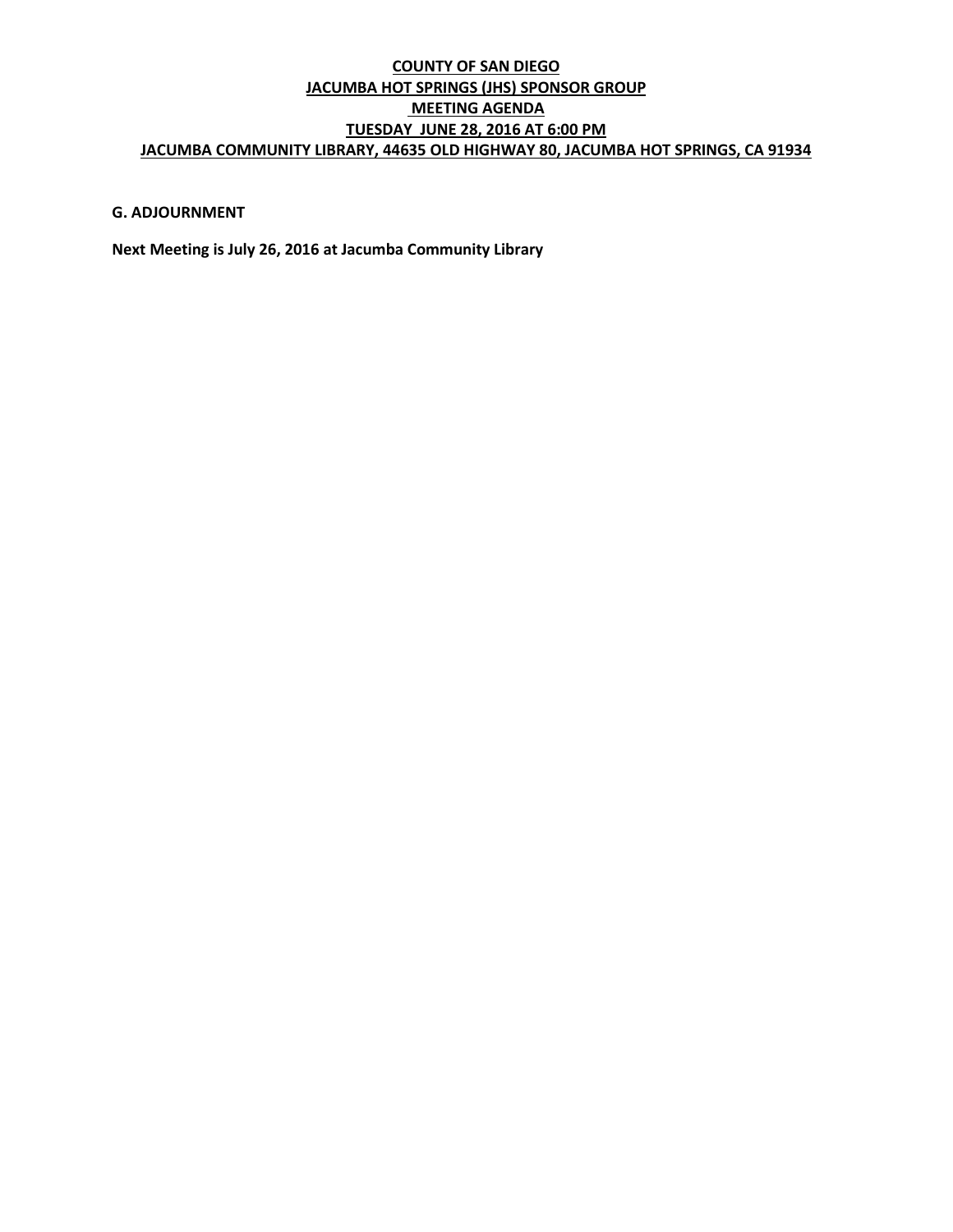**COUNTY OF SAN DIEGO**
**JACUMBA HOT SPRINGS (JHS) SPONSOR GROUP**
**MEETING AGENDA**
**TUESDAY JUNE 28, 2016 AT 6:00 PM**
**JACUMBA COMMUNITY LIBRARY, 44635 OLD HIGHWAY 80, JACUMBA HOT SPRINGS, CA 91934**

**G. ADJOURNMENT**

**Next Meeting is July 26, 2016 at Jacumba Community Library**